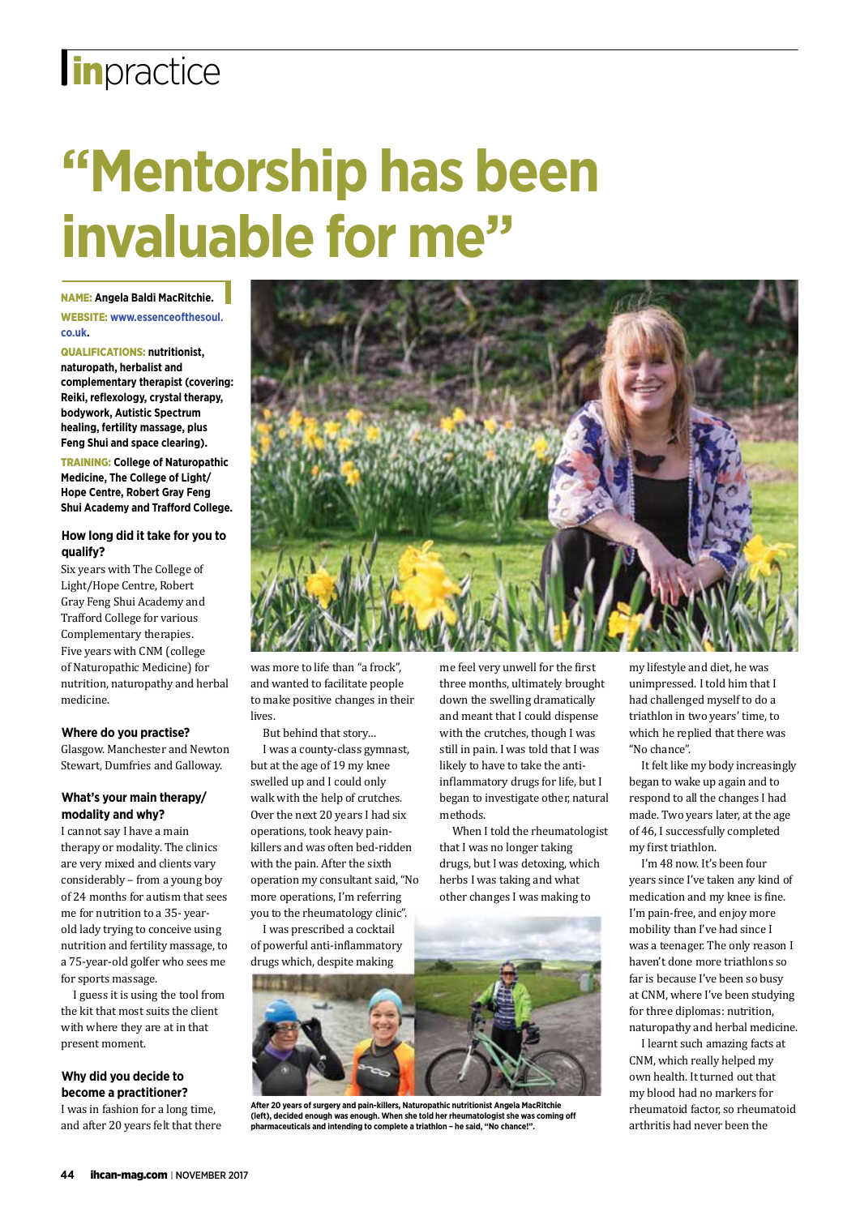# "Mentorship has been invaluable for me"

**NAME:** Angela Baldi MacRitchie.

**WEBSITE:** www.essenceofthesoul.co.uk.

**QUALIFICATIONS:** nutritionist, naturopath, herbalist and complementary therapist (covering: Reiki, reflexology, crystal therapy, bodywork, Autistic Spectrum healing, fertility massage, plus Feng Shui and space clearing).

**TRAINING:** College of Naturopathic Medicine, The College of Light/Hope Centre, Robert Gray Feng Shui Academy and Trafford College.

### How long did it take for you to qualify?

Six years with The College of Light/Hope Centre, Robert Gray Feng Shui Academy and Trafford College for various Complementary therapies. Five years with CNM (college of Naturopathic Medicine) for nutrition, naturopathy and herbal medicine.

### Where do you practise?

Glasgow. Manchester and Newton Stewart, Dumfries and Galloway.

### What's your main therapy/modality and why?

I cannot say I have a main therapy or modality. The clinics are very mixed and clients vary considerably – from a young boy of 24 months for autism that sees me for nutrition to a 35- year-old lady trying to conceive using nutrition and fertility massage, to a 75-year-old golfer who sees me for sports massage.

I guess it is using the tool from the kit that most suits the client with where they are at in that present moment.

### Why did you decide to become a practitioner?

I was in fashion for a long time, and after 20 years felt that there was more to life than "a frock", and wanted to facilitate people to make positive changes in their lives.

But behind that story…

I was a county-class gymnast, but at the age of 19 my knee swelled up and I could only walk with the help of crutches. Over the next 20 years I had six operations, took heavy pain-killers and was often bed-ridden with the pain. After the sixth operation my consultant said, "No more operations, I'm referring you to the rheumatology clinic".

I was prescribed a cocktail of powerful anti-inflammatory drugs which, despite making me feel very unwell for the first three months, ultimately brought down the swelling dramatically and meant that I could dispense with the crutches, though I was still in pain. I was told that I was likely to have to take the anti-inflammatory drugs for life, but I began to investigate other, natural methods.

When I told the rheumatologist that I was no longer taking drugs, but I was detoxing, which herbs I was taking and what other changes I was making to my lifestyle and diet, he was unimpressed. I told him that I had challenged myself to do a triathlon in two years' time, to which he replied that there was "No chance".

It felt like my body increasingly began to wake up again and to respond to all the changes I had made. Two years later, at the age of 46, I successfully completed my first triathlon.

I'm 48 now. It's been four years since I've taken any kind of medication and my knee is fine. I'm pain-free, and enjoy more mobility than I've had since I was a teenager. The only reason I haven't done more triathlons so far is because I've been so busy at CNM, where I've been studying for three diplomas: nutrition, naturopathy and herbal medicine.

I learnt such amazing facts at CNM, which really helped my own health. It turned out that my blood had no markers for rheumatoid factor, so rheumatoid arthritis had never been the

After 20 years of surgery and pain-killers, Naturopathic nutritionist Angela MacRitchie (left), decided enough was enough. When she told her rheumatologist she was coming off pharmaceuticals and intending to complete a triathlon – he said, "No chance!".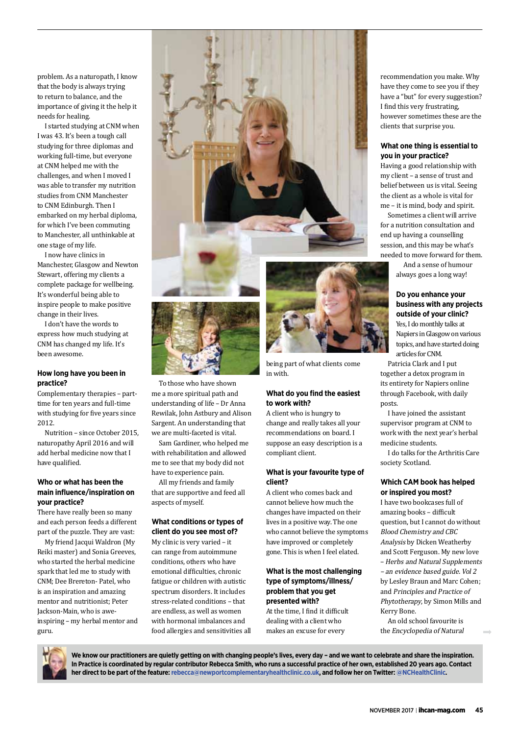problem. As a naturopath, I know that the body is always trying to return to balance, and the importance of giving it the help it needs for healing.

I started studying at CNM when I was 43. It's been a tough call studying for three diplomas and working full-time, but everyone at CNM helped me with the challenges, and when I moved I was able to transfer my nutrition studies from CNM Manchester to CNM Edinburgh. Then I embarked on my herbal diploma, for which I've been commuting to Manchester, all unthinkable at one stage of my life.

I now have clinics in Manchester, Glasgow and Newton Stewart, offering my clients a complete package for wellbeing. It's wonderful being able to inspire people to make positive change in their lives.

I don't have the words to express how much studying at CNM has changed my life. It's been awesome.

### How long have you been in practice?

Complementary therapies – part-time for ten years and full-time with studying for five years since 2012.

Nutrition – since October 2015, naturopathy April 2016 and will add herbal medicine now that I have qualified.

### Who or what has been the main influence/inspiration on your practice?

There have really been so many and each person feeds a different part of the puzzle. They are vast:

My friend Jacqui Waldron (My Reiki master) and Sonia Greeves, who started the herbal medicine spark that led me to study with CNM; Dee Brereton- Patel, who is an inspiration and amazing mentor and nutritionist; Peter Jackson-Main, who is awe-inspiring – my herbal mentor and guru.

To those who have shown me a more spiritual path and understanding of life – Dr Anna Rewilak, John Astbury and Alison Sargent. An understanding that we are multi-faceted is vital.

Sam Gardiner, who helped me with rehabilitation and allowed me to see that my body did not have to experience pain.

All my friends and family that are supportive and feed all aspects of myself.

### What conditions or types of client do you see most of?

My clinic is very varied – it can range from autoimmune conditions, others who have emotional difficulties, chronic fatigue or children with autistic spectrum disorders. It includes stress-related conditions – that are endless, as well as women with hormonal imbalances and food allergies and sensitivities all being part of what clients come in with.

### What do you find the easiest to work with?

A client who is hungry to change and really takes all your recommendations on board. I suppose an easy description is a compliant client.

### What is your favourite type of client?

A client who comes back and cannot believe how much the changes have impacted on their lives in a positive way. The one who cannot believe the symptoms have improved or completely gone. This is when I feel elated.

### What is the most challenging type of symptoms/illness/problem that you get presented with?

At the time, I find it difficult dealing with a client who makes an excuse for every recommendation you make. Why have they come to see you if they have a "but" for every suggestion? I find this very frustrating, however sometimes these are the clients that surprise you.

### What one thing is essential to you in your practice?

Having a good relationship with my client – a sense of trust and belief between us is vital. Seeing the client as a whole is vital for me – it is mind, body and spirit.

Sometimes a client will arrive for a nutrition consultation and end up having a counselling session, and this may be what's needed to move forward for them.

And a sense of humour always goes a long way!

### Do you enhance your business with any projects outside of your clinic?

Yes, I do monthly talks at Napiers in Glasgow on various topics, and have started doing articles for CNM.

Patricia Clark and I put together a detox program in its entirety for Napiers online through Facebook, with daily posts.

I have joined the assistant supervisor program at CNM to work with the next year's herbal medicine students.

I do talks for the Arthritis Care society Scotland.

### Which CAM book has helped or inspired you most?

I have two bookcases full of amazing books – difficult question, but I cannot do without *Blood Chemistry and CBC Analysis* by Dicken Weatherby and Scott Ferguson. My new love – *Herbs and Natural Supplements – an evidence based guide. Vol 2* by Lesley Braun and Marc Cohen; and *Principles and Practice of Phytotherapy*, by Simon Mills and Kerry Bone.

An old school favourite is the *Encyclopedia of Natural*

**We know our practitioners are quietly getting on with changing people's lives, every day – and we want to celebrate and share the inspiration. In Practice is coordinated by regular contributor Rebecca Smith, who runs a successful practice of her own, established 20 years ago. Contact her direct to be part of the feature: rebecca@newportcomplementaryhealthclinic.co.uk, and follow her on Twitter: @NCHealthClinic.**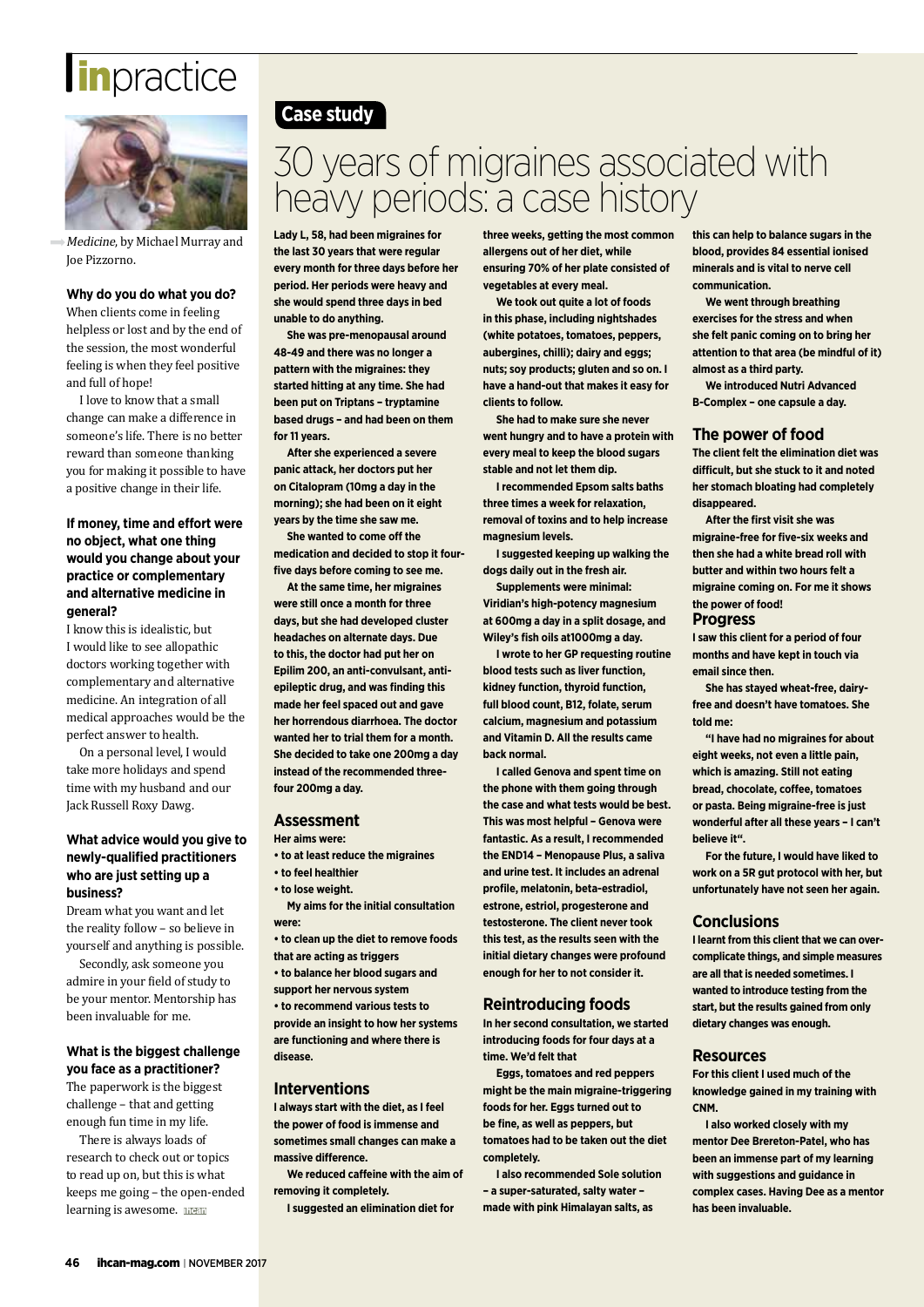# inpractice

*Medicine*, by Michael Murray and Joe Pizzorno.

**Why do you do what you do?**

When clients come in feeling helpless or lost and by the end of the session, the most wonderful feeling is when they feel positive and full of hope!

I love to know that a small change can make a difference in someone's life. There is no better reward than someone thanking you for making it possible to have a positive change in their life.

**If money, time and effort were no object, what one thing would you change about your practice or complementary and alternative medicine in general?**

I know this is idealistic, but I would like to see allopathic doctors working together with complementary and alternative medicine. An integration of all medical approaches would be the perfect answer to health.

On a personal level, I would take more holidays and spend time with my husband and our Jack Russell Roxy Dawg.

**What advice would you give to newly-qualified practitioners who are just setting up a business?**

Dream what you want and let the reality follow – so believe in yourself and anything is possible.

Secondly, ask someone you admire in your field of study to be your mentor. Mentorship has been invaluable for me.

**What is the biggest challenge you face as a practitioner?**

The paperwork is the biggest challenge – that and getting enough fun time in my life.

There is always loads of research to check out or topics to read up on, but this is what keeps me going – the open-ended learning is awesome.

**Case study**

# 30 years of migraines associated with heavy periods: a case history

**Lady L, 58, had been migraines for the last 30 years that were regular every month for three days before her period. Her periods were heavy and she would spend three days in bed unable to do anything.**

**She was pre-menopausal around 48-49 and there was no longer a pattern with the migraines: they started hitting at any time. She had been put on Triptans – tryptamine based drugs – and had been on them for 11 years.**

**After she experienced a severe panic attack, her doctors put her on Citalopram (10mg a day in the morning); she had been on it eight years by the time she saw me.**

**She wanted to come off the medication and decided to stop it four-five days before coming to see me.**

**At the same time, her migraines were still once a month for three days, but she had developed cluster headaches on alternate days. Due to this, the doctor had put her on Epilim 200, an anti-convulsant, anti-epileptic drug, and was finding this made her feel spaced out and gave her horrendous diarrhoea. The doctor wanted her to trial them for a month. She decided to take one 200mg a day instead of the recommended three-four 200mg a day.**

## Assessment

**Her aims were:**

- **to at least reduce the migraines**
- **to feel healthier**
- **to lose weight.**

**My aims for the initial consultation were:**

- **to clean up the diet to remove foods that are acting as triggers**
- **to balance her blood sugars and support her nervous system**
- **to recommend various tests to provide an insight to how her systems are functioning and where there is disease.**

## Interventions

**I always start with the diet, as I feel the power of food is immense and sometimes small changes can make a massive difference.**

**We reduced caffeine with the aim of removing it completely.**

**I suggested an elimination diet for three weeks, getting the most common allergens out of her diet, while ensuring 70% of her plate consisted of vegetables at every meal.**

**We took out quite a lot of foods in this phase, including nightshades (white potatoes, tomatoes, peppers, aubergines, chilli); dairy and eggs; nuts; soy products; gluten and so on. I have a hand-out that makes it easy for clients to follow.**

**She had to make sure she never went hungry and to have a protein with every meal to keep the blood sugars stable and not let them dip.**

**I recommended Epsom salts baths three times a week for relaxation, removal of toxins and to help increase magnesium levels.**

**I suggested keeping up walking the dogs daily out in the fresh air.**

**Supplements were minimal: Viridian's high-potency magnesium at 600mg a day in a split dosage, and Wiley's fish oils at1000mg a day.**

**I wrote to her GP requesting routine blood tests such as liver function, kidney function, thyroid function, full blood count, B12, folate, serum calcium, magnesium and potassium and Vitamin D. All the results came back normal.**

**I called Genova and spent time on the phone with them going through the case and what tests would be best. This was most helpful – Genova were fantastic. As a result, I recommended the END14 – Menopause Plus, a saliva and urine test. It includes an adrenal profile, melatonin, beta-estradiol, estrone, estriol, progesterone and testosterone. The client never took this test, as the results seen with the initial dietary changes were profound enough for her to not consider it.**

## Reintroducing foods

**In her second consultation, we started introducing foods for four days at a time. We'd felt that**

**Eggs, tomatoes and red peppers might be the main migraine-triggering foods for her. Eggs turned out to be fine, as well as peppers, but tomatoes had to be taken out the diet completely.**

**I also recommended Sole solution – a super-saturated, salty water – made with pink Himalayan salts, as this can help to balance sugars in the blood, provides 84 essential ionised minerals and is vital to nerve cell communication.**

**We went through breathing exercises for the stress and when she felt panic coming on to bring her attention to that area (be mindful of it) almost as a third party.**

**We introduced Nutri Advanced B-Complex – one capsule a day.**

## The power of food

**The client felt the elimination diet was difficult, but she stuck to it and noted her stomach bloating had completely disappeared.**

**After the first visit she was migraine-free for five-six weeks and then she had a white bread roll with butter and within two hours felt a migraine coming on. For me it shows the power of food!**

## Progress

**I saw this client for a period of four months and have kept in touch via email since then.**

**She has stayed wheat-free, dairy-free and doesn't have tomatoes. She told me:**

**"I have had no migraines for about eight weeks, not even a little pain, which is amazing. Still not eating bread, chocolate, coffee, tomatoes or pasta. Being migraine-free is just wonderful after all these years – I can't believe it".**

**For the future, I would have liked to work on a 5R gut protocol with her, but unfortunately have not seen her again.**

## Conclusions

**I learnt from this client that we can over-complicate things, and simple measures are all that is needed sometimes. I wanted to introduce testing from the start, but the results gained from only dietary changes was enough.**

## Resources

**For this client I used much of the knowledge gained in my training with CNM.**

**I also worked closely with my mentor Dee Brereton-Patel, who has been an immense part of my learning with suggestions and guidance in complex cases. Having Dee as a mentor has been invaluable.**